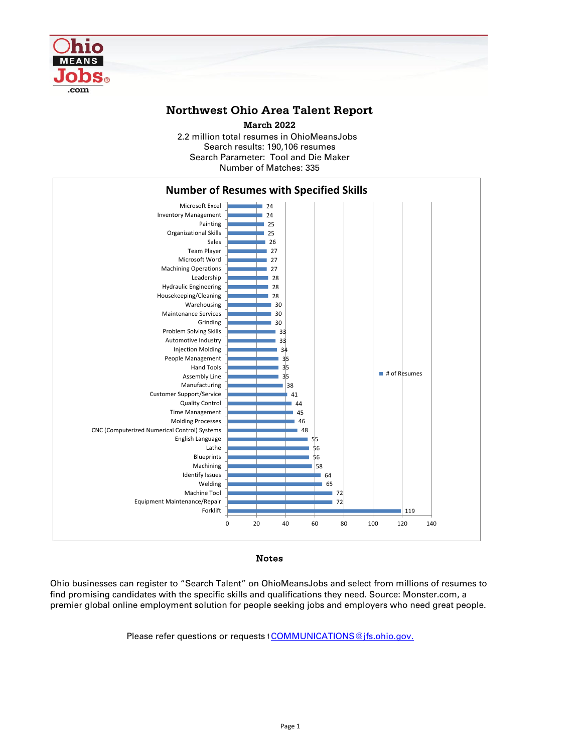# Northwest Ohio Area Talent Report

**March 2022**

2.2 million total resumes in OhioMeansJobs
Search results: 190,106 resumes
Search Parameter: Tool and Die Maker
Number of Matches: 335

## Number of Resumes with Specified Skills

| Skill | # of Resumes |
|---|---|
| Microsoft Excel | 24 |
| Inventory Management | 24 |
| Painting | 25 |
| Organizational Skills | 25 |
| Sales | 26 |
| Team Player | 27 |
| Microsoft Word | 27 |
| Machining Operations | 27 |
| Leadership | 28 |
| Hydraulic Engineering | 28 |
| Housekeeping/Cleaning | 28 |
| Warehousing | 30 |
| Maintenance Services | 30 |
| Grinding | 30 |
| Problem Solving Skills | 33 |
| Automotive Industry | 33 |
| Injection Molding | 34 |
| People Management | 35 |
| Hand Tools | 35 |
| Assembly Line | 35 |
| Manufacturing | 38 |
| Customer Support/Service | 41 |
| Quality Control | 44 |
| Time Management | 45 |
| Molding Processes | 46 |
| CNC (Computerized Numerical Control) Systems | 48 |
| English Language | 55 |
| Lathe | 56 |
| Blueprints | 56 |
| Machining | 58 |
| Identify Issues | 64 |
| Welding | 65 |
| Machine Tool | 72 |
| Equipment Maintenance/Repair | 72 |
| Forklift | 119 |

### Notes

Ohio businesses can register to "Search Talent" on OhioMeansJobs and select from millions of resumes to find promising candidates with the specific skills and qualifications they need. Source: Monster.com, a premier global online employment solution for people seeking jobs and employers who need great people.

Please refer questions or requests to COMMUNICATIONS@jfs.ohio.gov.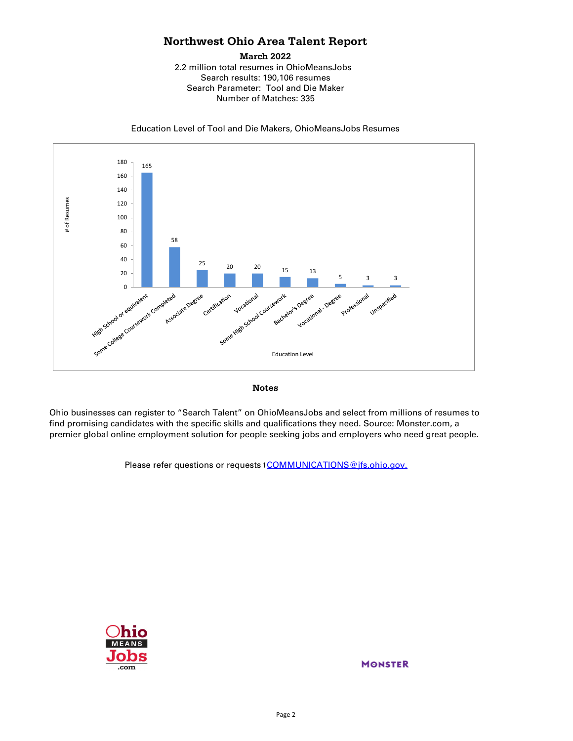# Northwest Ohio Area Talent Report

**March 2022**

2.2 million total resumes in OhioMeansJobs
Search results: 190,106 resumes
Search Parameter: Tool and Die Maker
Number of Matches: 335

Education Level of Tool and Die Makers, OhioMeansJobs Resumes

# of Resumes

180
160
140
120
100
80
60
40
20
0

165
58
25
20
20
15
13
5
3
3

High School or equivalent
Some College Coursework Completed
Associate Degree
Certification
Vocational
Some High School Coursework
Bachelor's Degree
Vocational - Degree
Professional
Unspecified

Education Level

**Notes**

Ohio businesses can register to "Search Talent" on OhioMeansJobs and select from millions of resumes to find promising candidates with the specific skills and qualifications they need. Source: Monster.com, a premier global online employment solution for people seeking jobs and employers who need great people.

Please refer questions or requests t COMMUNICATIONS@jfs.ohio.gov.

Ohio MEANS Jobs .com

MONSTER